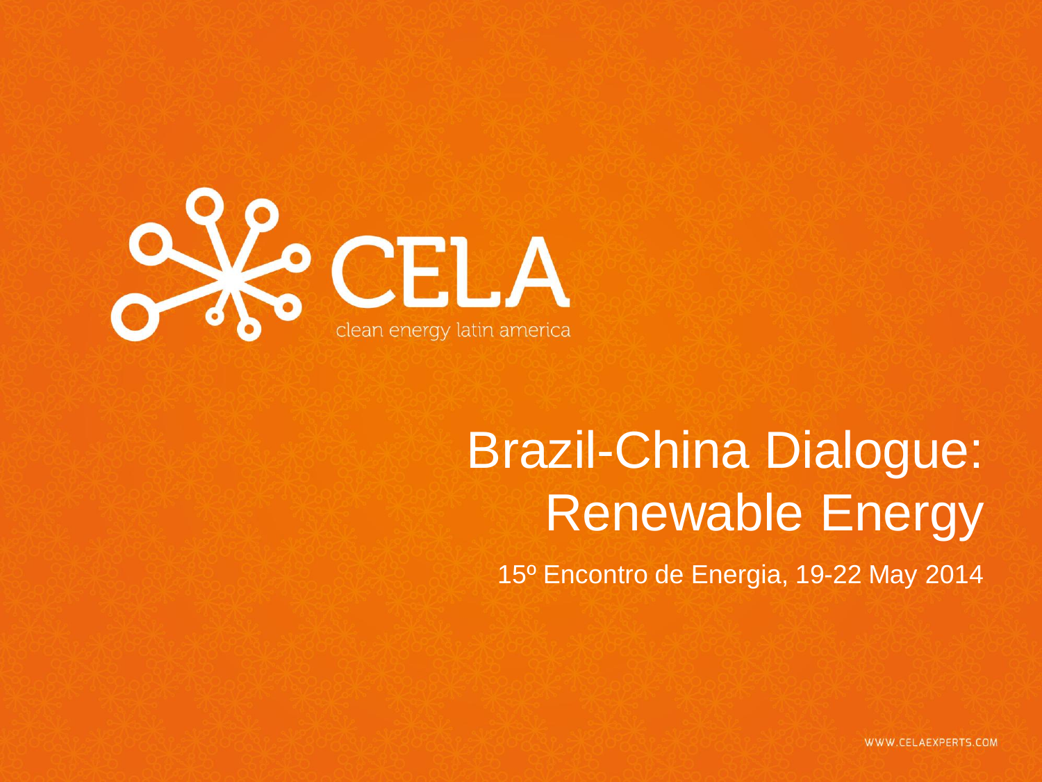CELA

clean energy latin america

# Brazil-China Dialogue: Renewable Energy

15º Encontro de Energia, 19-22 May 2014

WWW.CELAEXPERTS.COM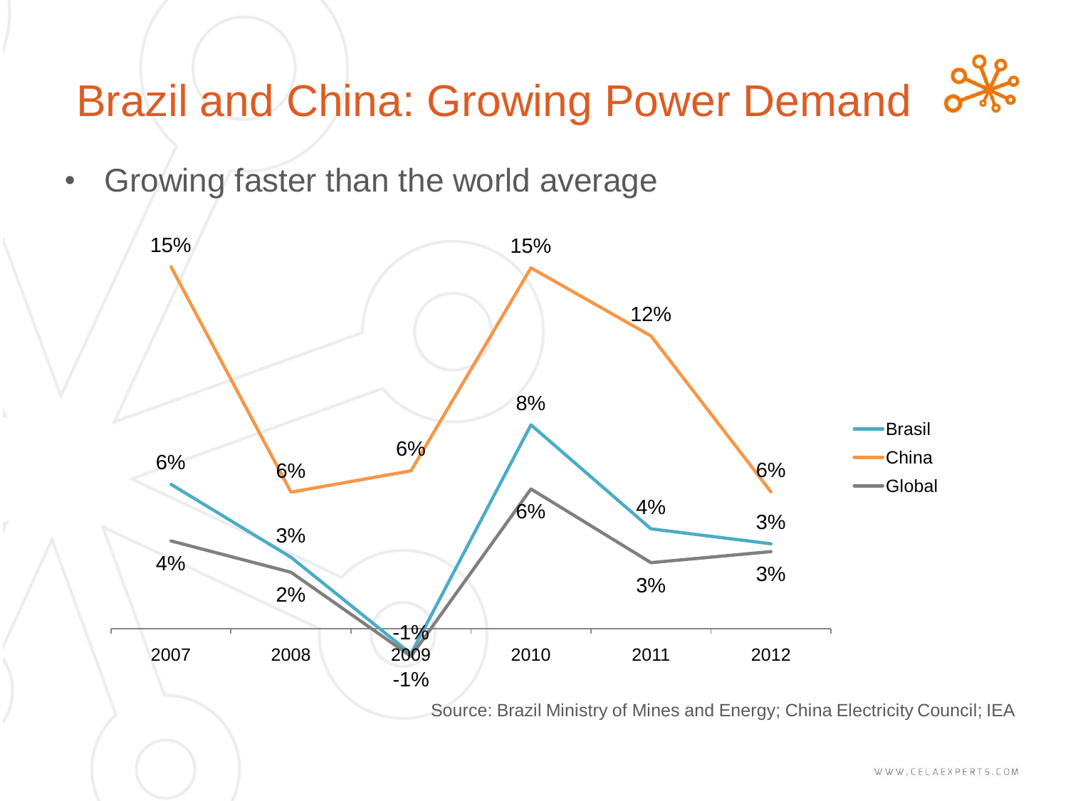# Brazil and China: Growing Power Demand

- Growing faster than the world average

| Year | Brasil | China | Global |
| --- | --- | --- | --- |
| 2007 | 6% | 15% | 4% |
| 2008 | 3% | 6% | 2% |
| 2009 | -1% | 6% | -1% |
| 2010 | 8% | 15% | 6% |
| 2011 | 4% | 12% | 3% |
| 2012 | 3% | 6% | 3% |

Source: Brazil Ministry of Mines and Energy; China Electricity Council; IEA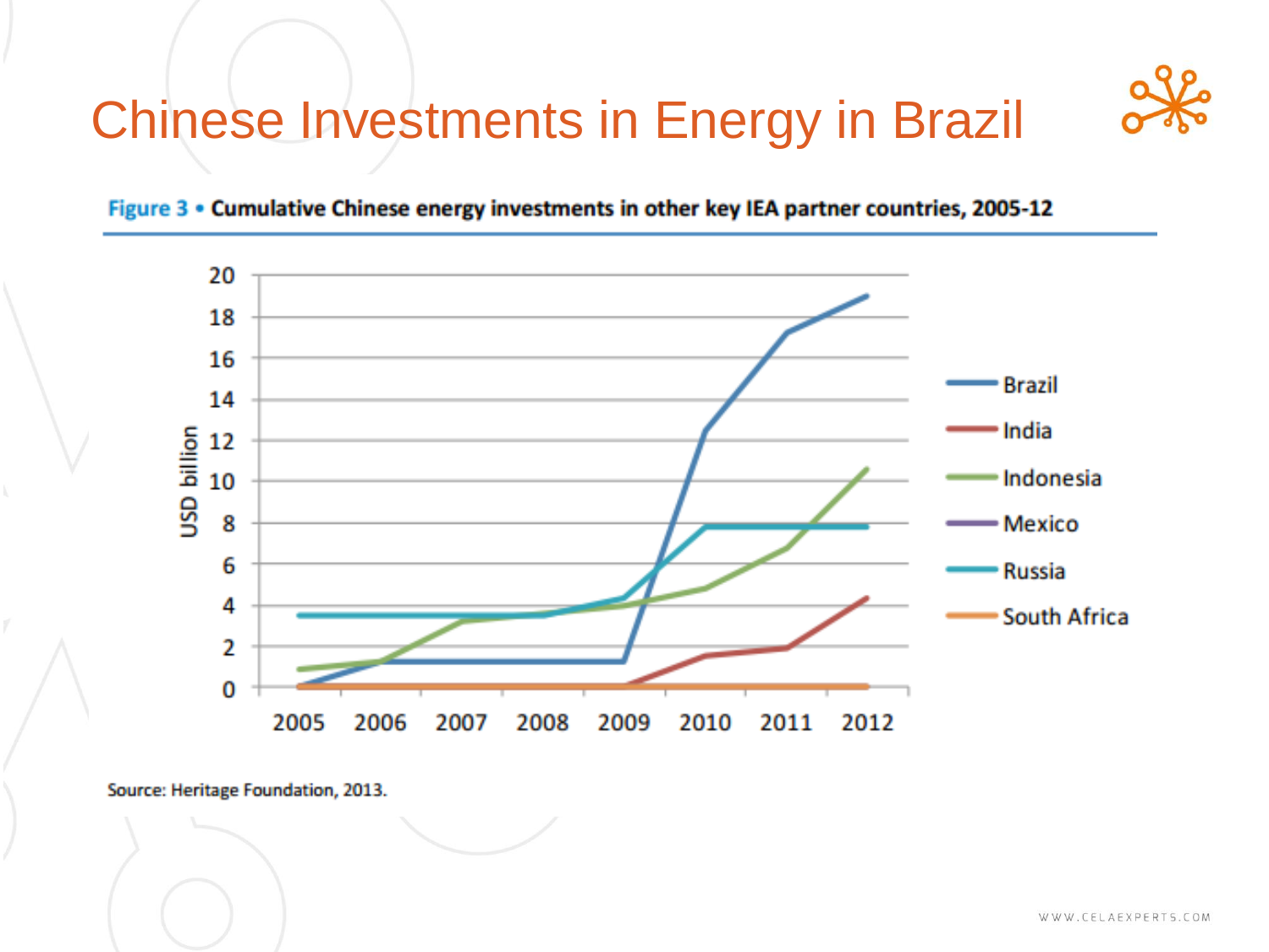# Chinese Investments in Energy in Brazil

**Figure 3 • Cumulative Chinese energy investments in other key IEA partner countries, 2005-12**

Source: Heritage Foundation, 2013.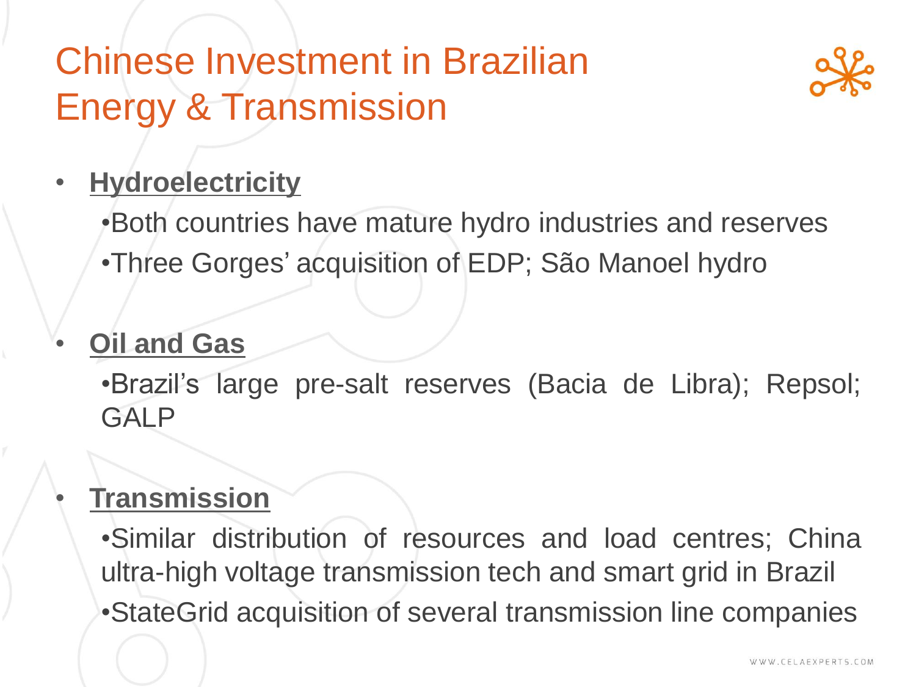# Chinese Investment in Brazilian Energy & Transmission

- **Hydroelectricity**
  - Both countries have mature hydro industries and reserves
  - Three Gorges' acquisition of EDP; São Manoel hydro

- **Oil and Gas**
  - Brazil's large pre-salt reserves (Bacia de Libra); Repsol; GALP

- **Transmission**
  - Similar distribution of resources and load centres; China ultra-high voltage transmission tech and smart grid in Brazil
  - StateGrid acquisition of several transmission line companies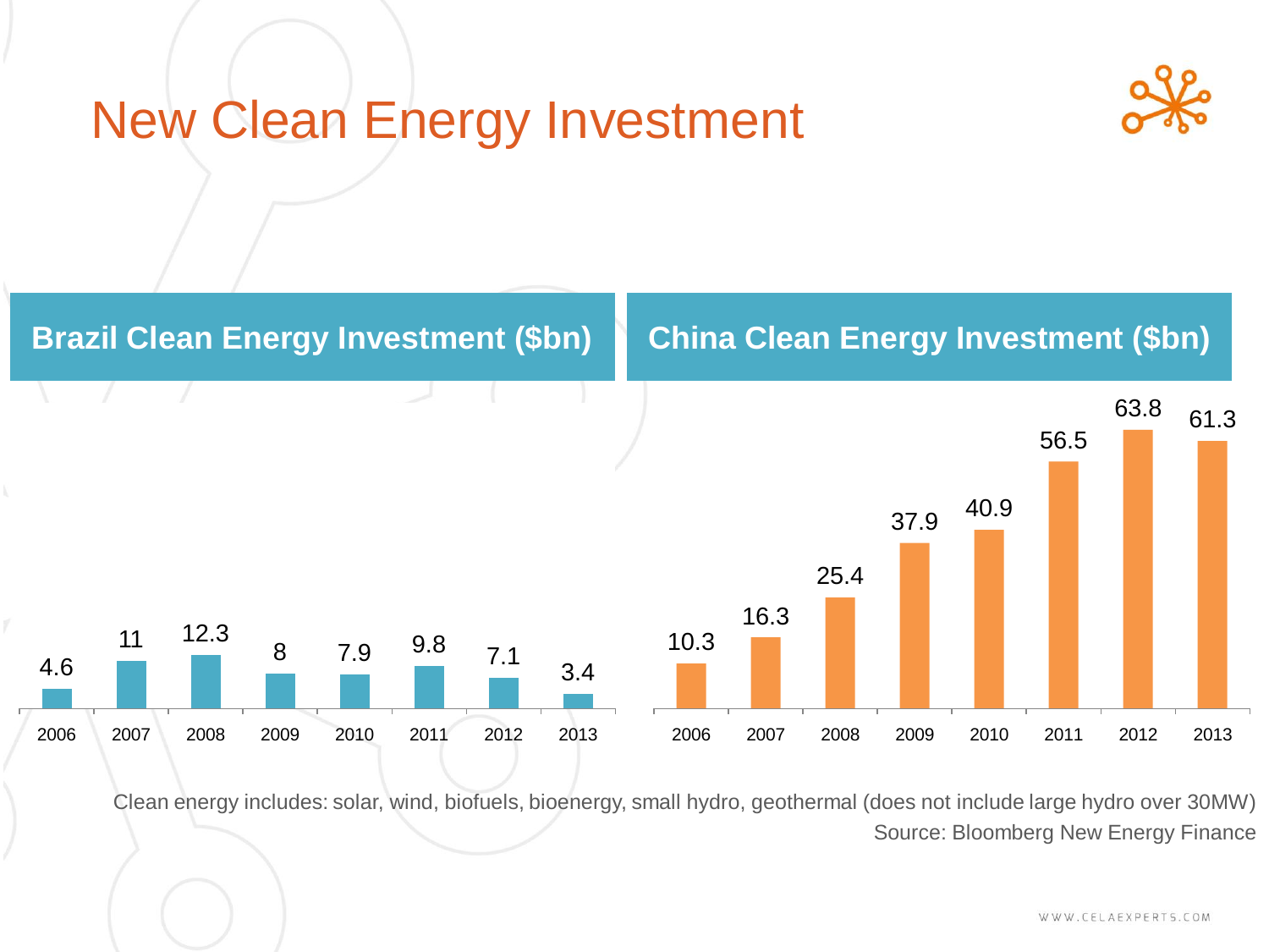# New Clean Energy Investment

## Brazil Clean Energy Investment ($bn)

| 2006 | 2007 | 2008 | 2009 | 2010 | 2011 | 2012 | 2013 |
|---|---|---|---|---|---|---|---|
| 4.6 | 11 | 12.3 | 8 | 7.9 | 9.8 | 7.1 | 3.4 |

## China Clean Energy Investment ($bn)

| 2006 | 2007 | 2008 | 2009 | 2010 | 2011 | 2012 | 2013 |
|---|---|---|---|---|---|---|---|
| 10.3 | 16.3 | 25.4 | 37.9 | 40.9 | 56.5 | 63.8 | 61.3 |

Clean energy includes: solar, wind, biofuels, bioenergy, small hydro, geothermal (does not include large hydro over 30MW)

Source: Bloomberg New Energy Finance

WWW.CELAEXPERTS.COM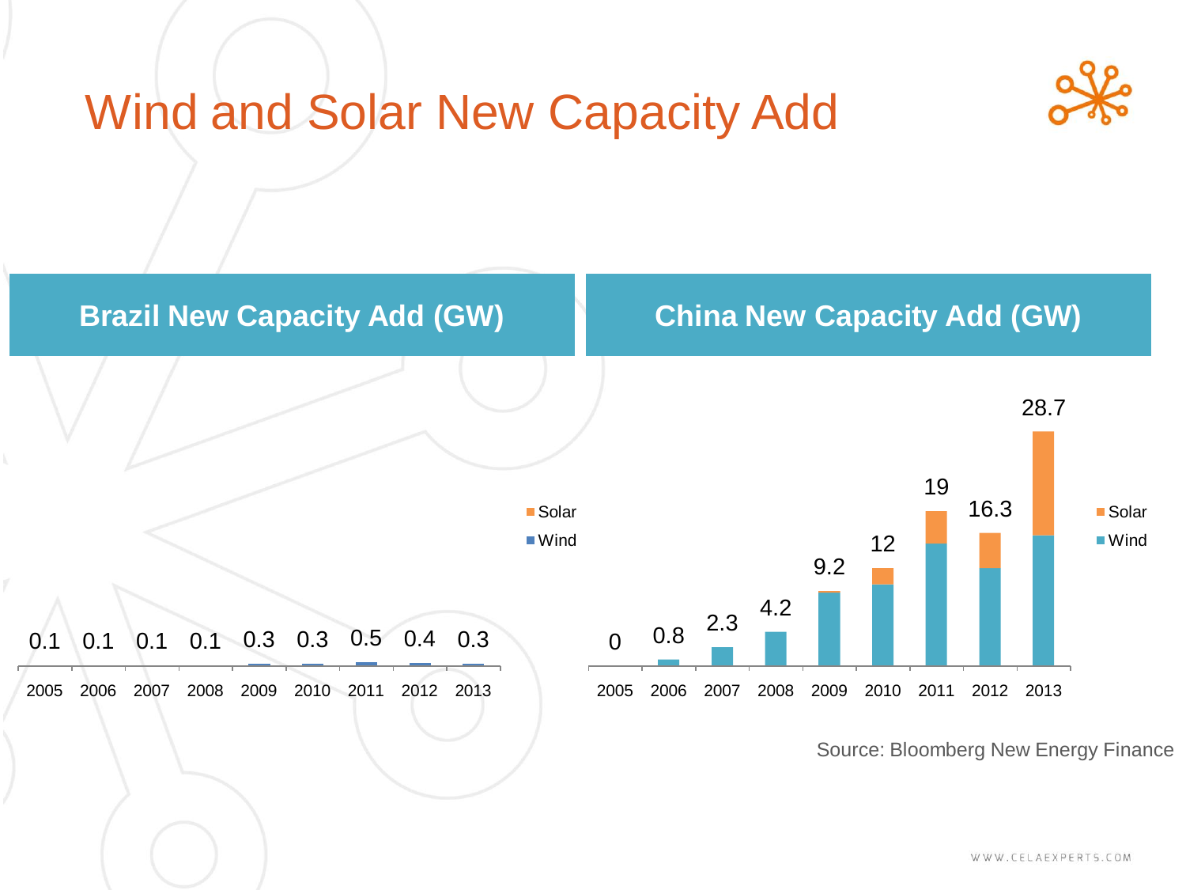# Wind and Solar New Capacity Add

## Brazil New Capacity Add (GW)

| Year | 2005 | 2006 | 2007 | 2008 | 2009 | 2010 | 2011 | 2012 | 2013 |
|---|---|---|---|---|---|---|---|---|---|
| Total | 0.1 | 0.1 | 0.1 | 0.1 | 0.3 | 0.3 | 0.5 | 0.4 | 0.3 |

Legend: Solar, Wind

## China New Capacity Add (GW)

| Year | 2005 | 2006 | 2007 | 2008 | 2009 | 2010 | 2011 | 2012 | 2013 |
|---|---|---|---|---|---|---|---|---|---|
| Total | 0 | 0.8 | 2.3 | 4.2 | 9.2 | 12 | 19 | 16.3 | 28.7 |

Legend: Solar, Wind

Source: Bloomberg New Energy Finance

WWW.CELAEXPERTS.COM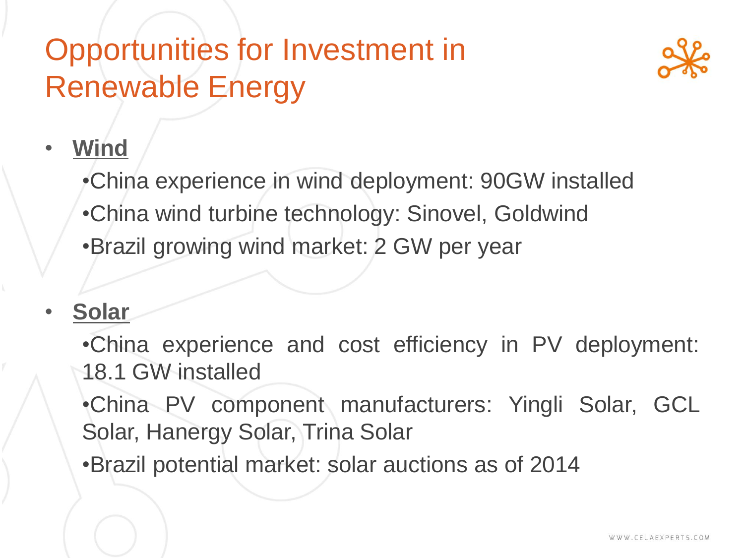# Opportunities for Investment in Renewable Energy

- **Wind**
  - China experience in wind deployment: 90GW installed
  - China wind turbine technology: Sinovel, Goldwind
  - Brazil growing wind market: 2 GW per year

- **Solar**
  - China experience and cost efficiency in PV deployment: 18.1 GW installed
  - China PV component manufacturers: Yingli Solar, GCL Solar, Hanergy Solar, Trina Solar
  - Brazil potential market: solar auctions as of 2014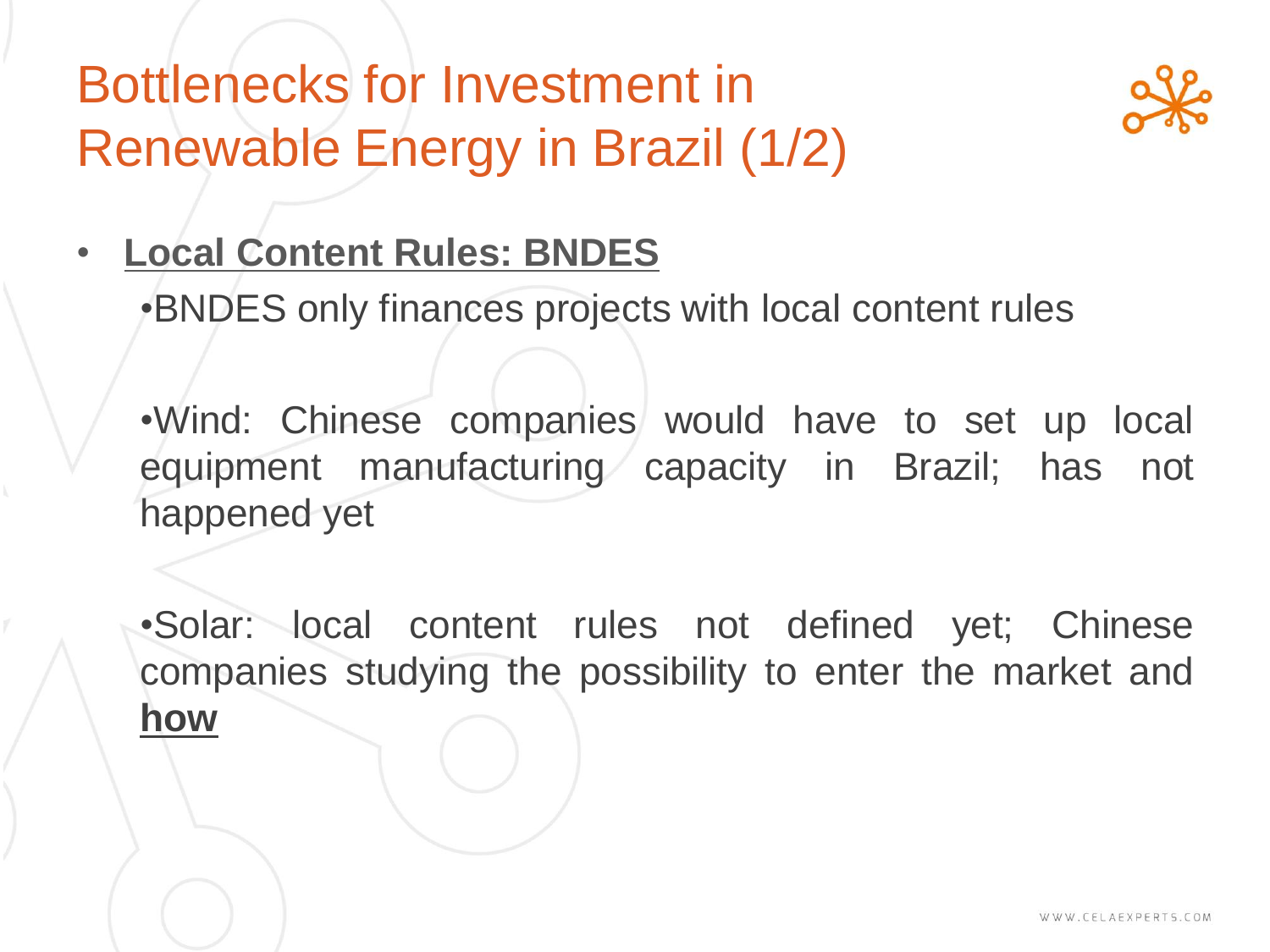# Bottlenecks for Investment in Renewable Energy in Brazil (1/2)

- **Local Content Rules: BNDES**
  - BNDES only finances projects with local content rules
  - Wind: Chinese companies would have to set up local equipment manufacturing capacity in Brazil; has not happened yet
  - Solar: local content rules not defined yet; Chinese companies studying the possibility to enter the market and **how**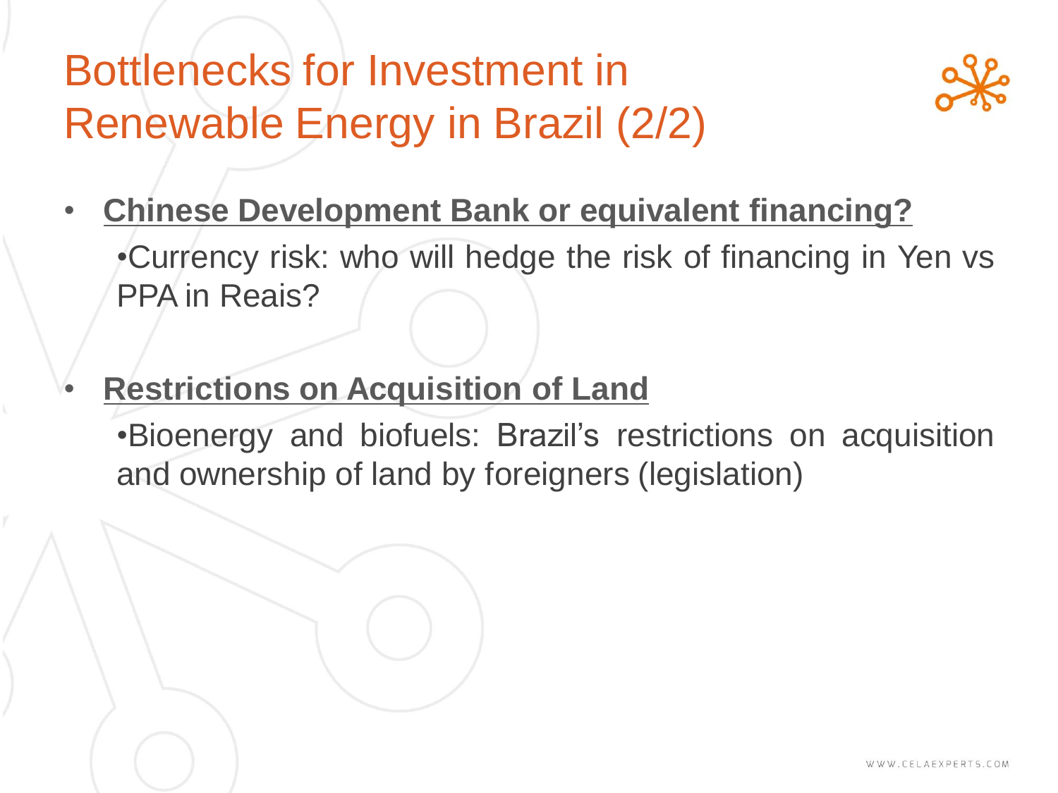# Bottlenecks for Investment in Renewable Energy in Brazil (2/2)

- **Chinese Development Bank or equivalent financing?**
  - Currency risk: who will hedge the risk of financing in Yen vs PPA in Reais?

- **Restrictions on Acquisition of Land**
  - Bioenergy and biofuels: Brazil's restrictions on acquisition and ownership of land by foreigners (legislation)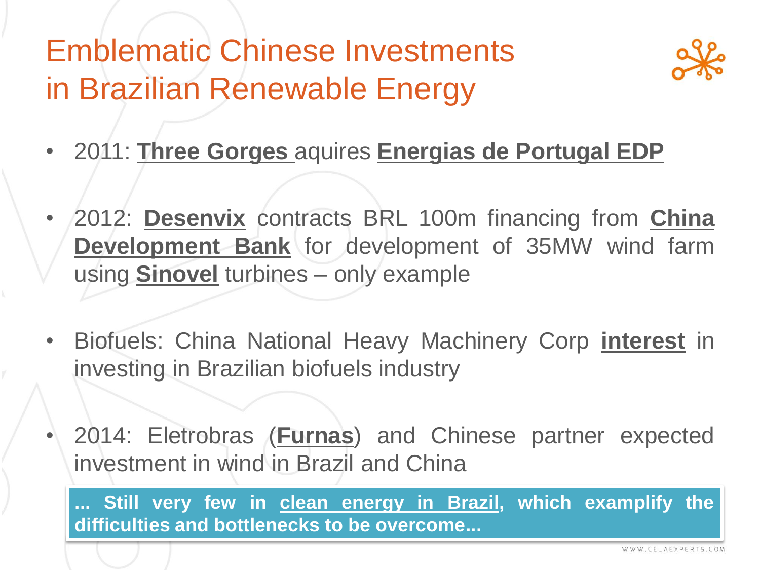# Emblematic Chinese Investments in Brazilian Renewable Energy

- 2011: **Three Gorges** aquires **Energias de Portugal EDP**
- 2012: **Desenvix** contracts BRL 100m financing from **China Development Bank** for development of 35MW wind farm using **Sinovel** turbines – only example
- Biofuels: China National Heavy Machinery Corp **interest** in investing in Brazilian biofuels industry
- 2014: Eletrobras (**Furnas**) and Chinese partner expected investment in wind in Brazil and China

**... Still very few in clean energy in Brazil, which examplify the difficulties and bottlenecks to be overcome...**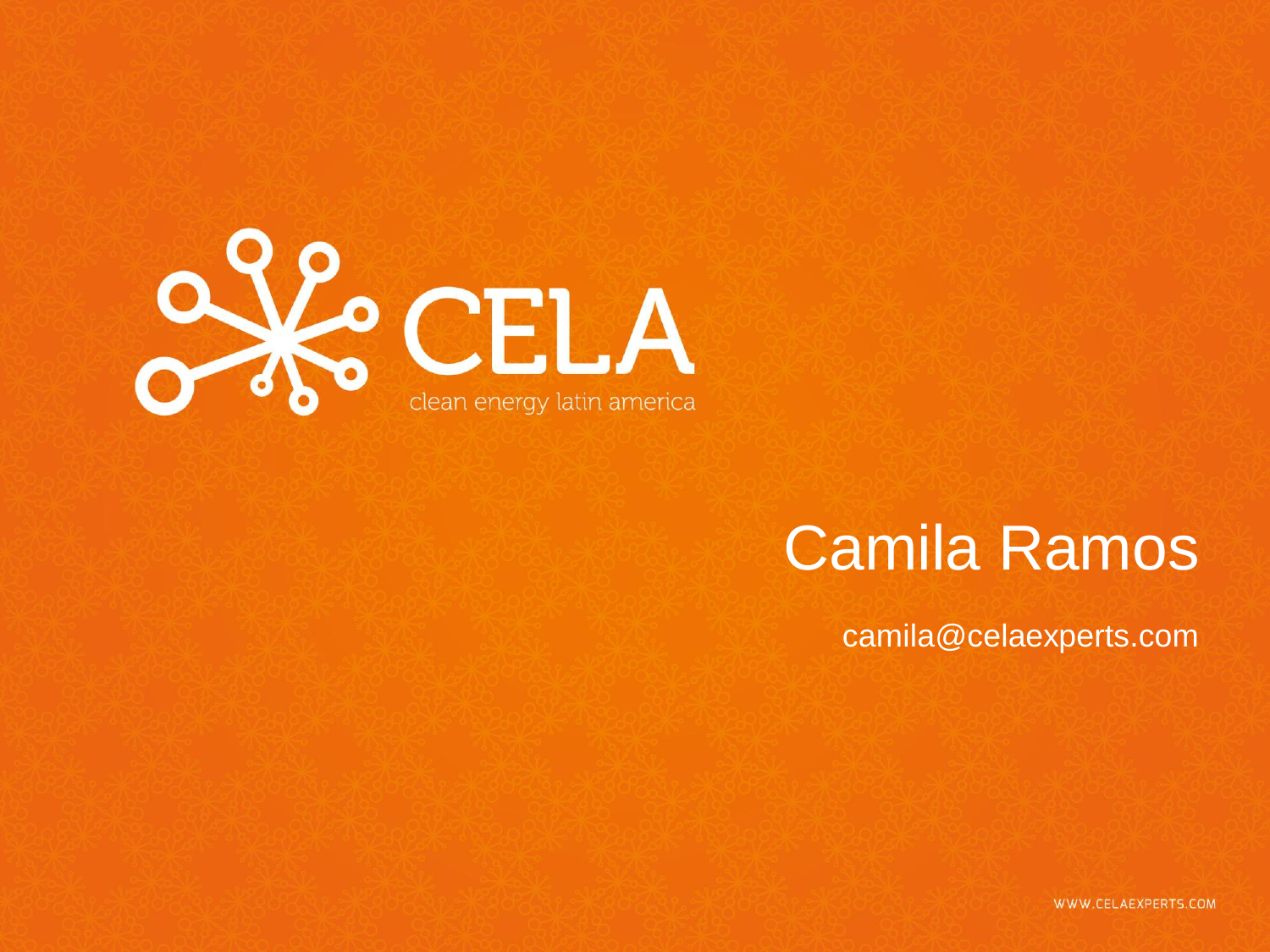CELA

clean energy latin america

Camila Ramos

camila@celaexperts.com

WWW.CELAEXPERTS.COM